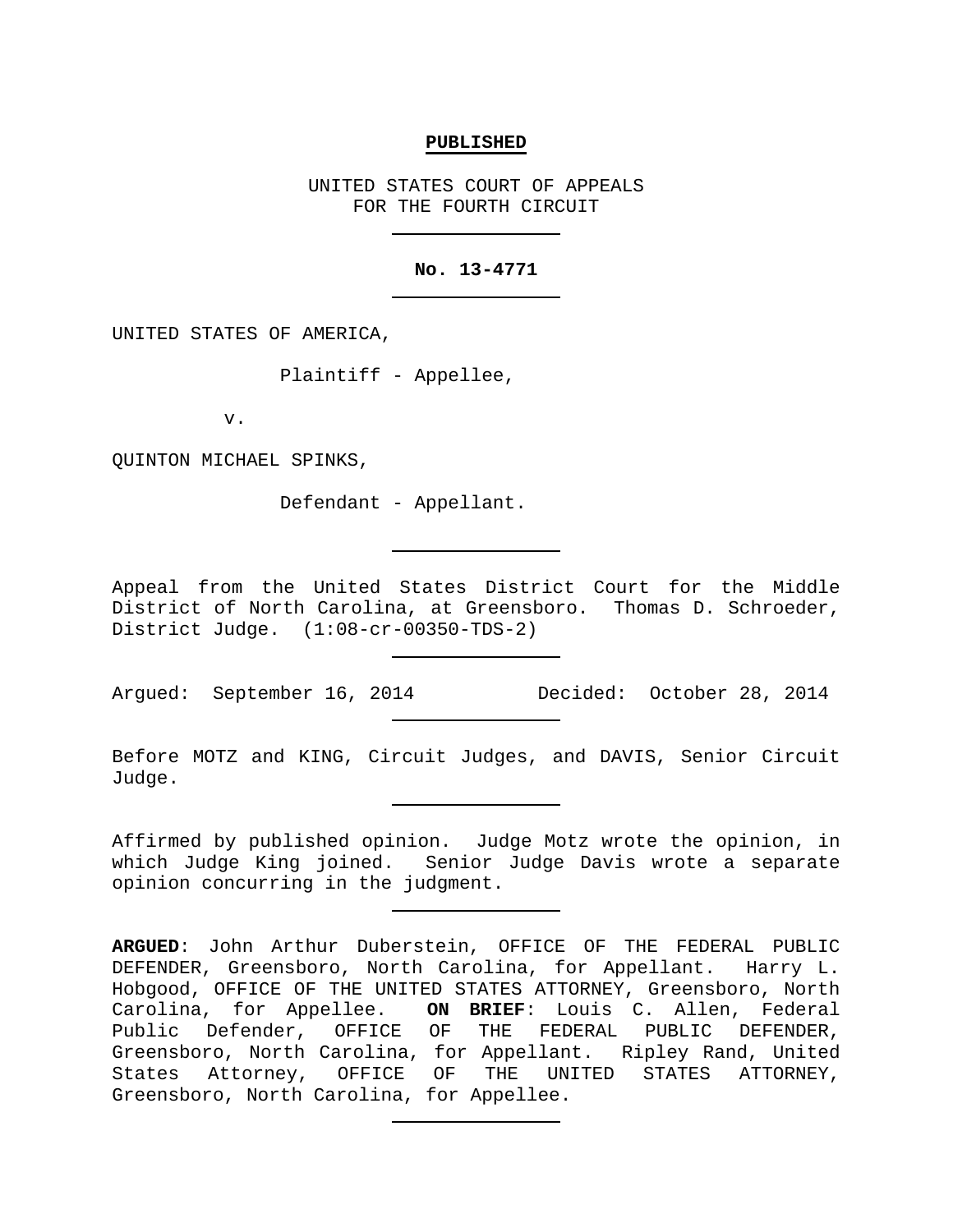**PUBLISHED**

UNITED STATES COURT OF APPEALS
FOR THE FOURTH CIRCUIT

---

**No. 13-4771**

---

UNITED STATES OF AMERICA,

Plaintiff - Appellee,

v.

QUINTON MICHAEL SPINKS,

Defendant - Appellant.

---

Appeal from the United States District Court for the Middle District of North Carolina, at Greensboro. Thomas D. Schroeder, District Judge. (1:08-cr-00350-TDS-2)

---

Argued: September 16, 2014 Decided: October 28, 2014

---

Before MOTZ and KING, Circuit Judges, and DAVIS, Senior Circuit Judge.

---

Affirmed by published opinion. Judge Motz wrote the opinion, in which Judge King joined. Senior Judge Davis wrote a separate opinion concurring in the judgment.

---

**ARGUED**: John Arthur Duberstein, OFFICE OF THE FEDERAL PUBLIC DEFENDER, Greensboro, North Carolina, for Appellant. Harry L. Hobgood, OFFICE OF THE UNITED STATES ATTORNEY, Greensboro, North Carolina, for Appellee. **ON BRIEF**: Louis C. Allen, Federal Public Defender, OFFICE OF THE FEDERAL PUBLIC DEFENDER, Greensboro, North Carolina, for Appellant. Ripley Rand, United States Attorney, OFFICE OF THE UNITED STATES ATTORNEY, Greensboro, North Carolina, for Appellee.

---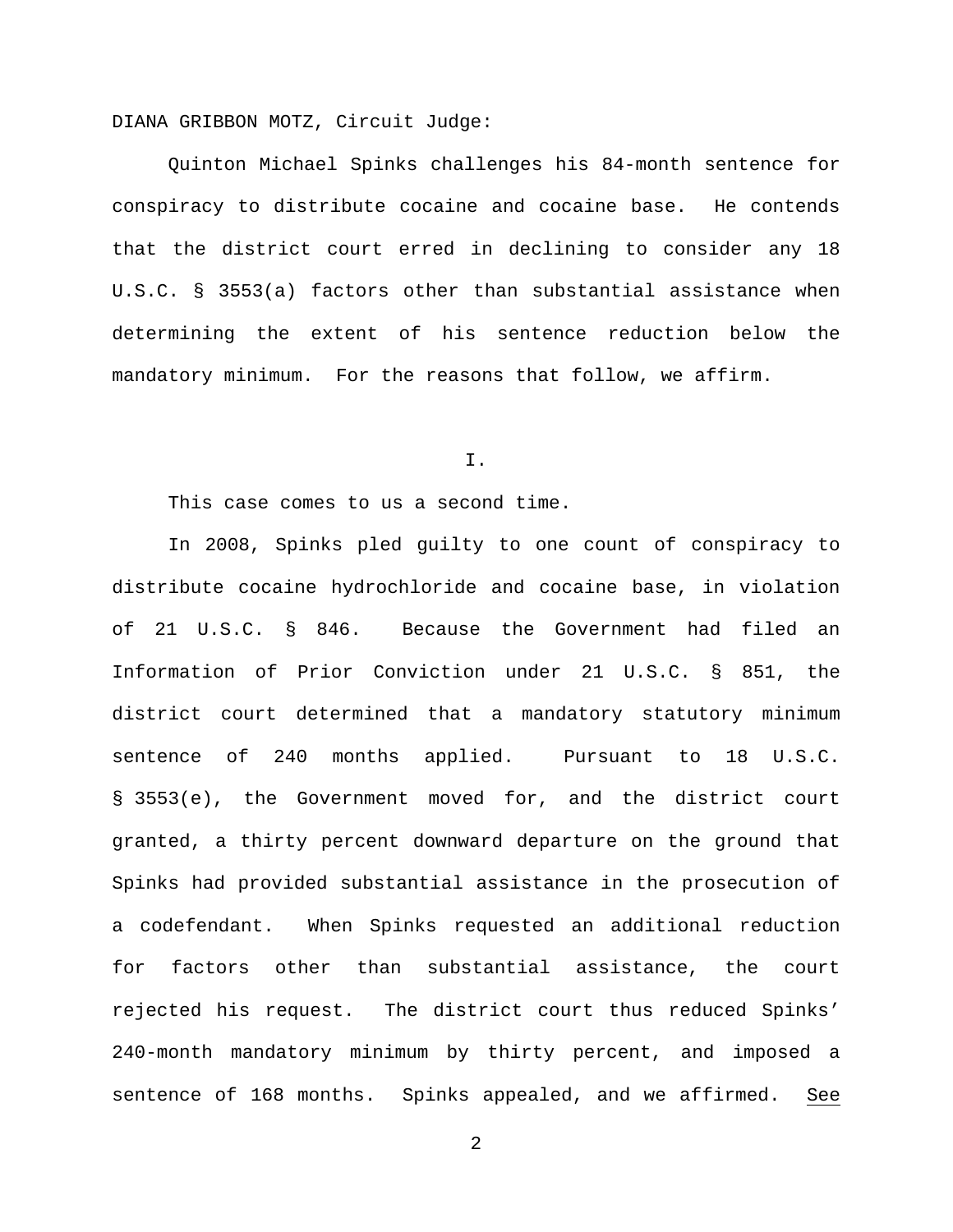DIANA GRIBBON MOTZ, Circuit Judge:

Quinton Michael Spinks challenges his 84-month sentence for conspiracy to distribute cocaine and cocaine base. He contends that the district court erred in declining to consider any 18 U.S.C. § 3553(a) factors other than substantial assistance when determining the extent of his sentence reduction below the mandatory minimum. For the reasons that follow, we affirm.

## I.

This case comes to us a second time.

In 2008, Spinks pled guilty to one count of conspiracy to distribute cocaine hydrochloride and cocaine base, in violation of 21 U.S.C. § 846. Because the Government had filed an Information of Prior Conviction under 21 U.S.C. § 851, the district court determined that a mandatory statutory minimum sentence of 240 months applied. Pursuant to 18 U.S.C. § 3553(e), the Government moved for, and the district court granted, a thirty percent downward departure on the ground that Spinks had provided substantial assistance in the prosecution of a codefendant. When Spinks requested an additional reduction for factors other than substantial assistance, the court rejected his request. The district court thus reduced Spinks' 240-month mandatory minimum by thirty percent, and imposed a sentence of 168 months. Spinks appealed, and we affirmed. See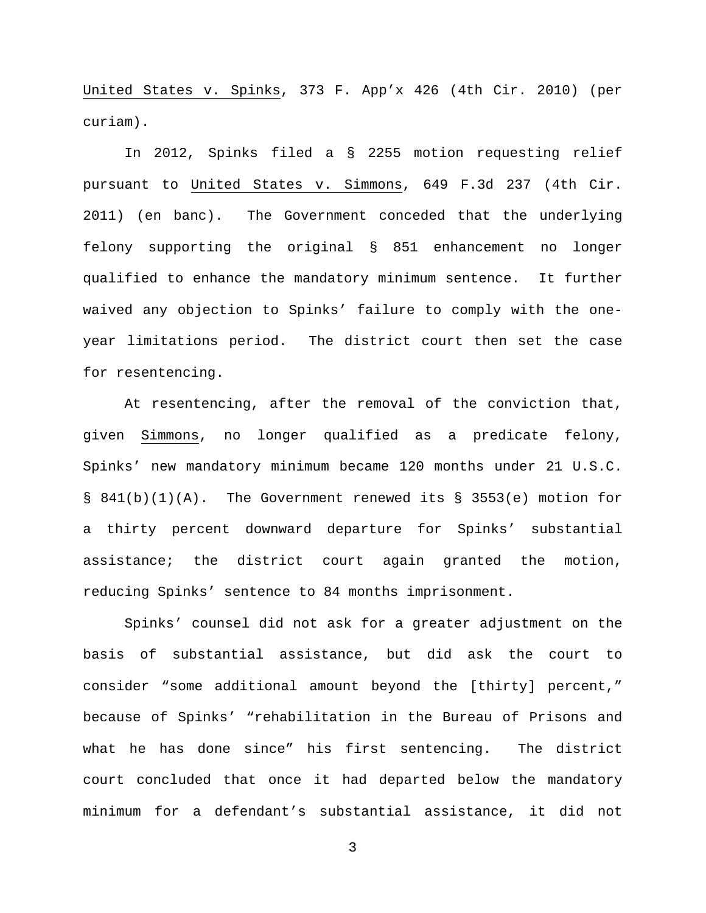United States v. Spinks, 373 F. App’x 426 (4th Cir. 2010) (per curiam).

In 2012, Spinks filed a § 2255 motion requesting relief pursuant to United States v. Simmons, 649 F.3d 237 (4th Cir. 2011) (en banc). The Government conceded that the underlying felony supporting the original § 851 enhancement no longer qualified to enhance the mandatory minimum sentence. It further waived any objection to Spinks’ failure to comply with the one-year limitations period. The district court then set the case for resentencing.

At resentencing, after the removal of the conviction that, given Simmons, no longer qualified as a predicate felony, Spinks’ new mandatory minimum became 120 months under 21 U.S.C. § 841(b)(1)(A). The Government renewed its § 3553(e) motion for a thirty percent downward departure for Spinks’ substantial assistance; the district court again granted the motion, reducing Spinks’ sentence to 84 months imprisonment.

Spinks’ counsel did not ask for a greater adjustment on the basis of substantial assistance, but did ask the court to consider “some additional amount beyond the [thirty] percent,” because of Spinks’ “rehabilitation in the Bureau of Prisons and what he has done since” his first sentencing. The district court concluded that once it had departed below the mandatory minimum for a defendant’s substantial assistance, it did not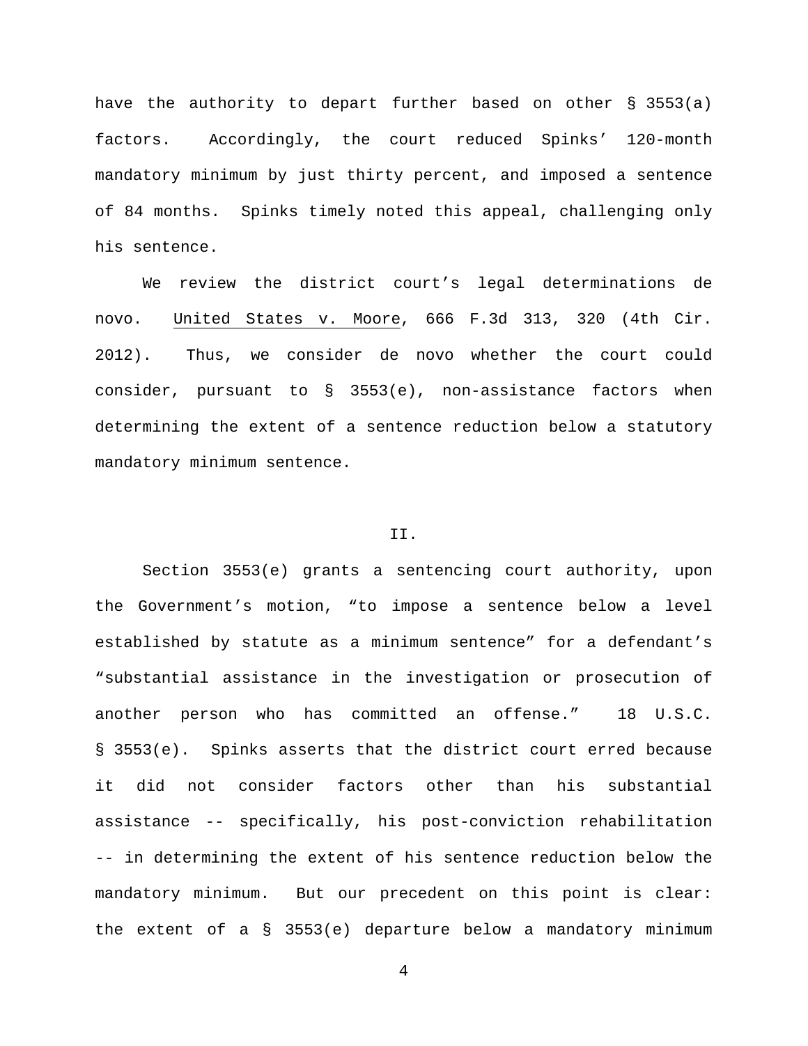have the authority to depart further based on other § 3553(a) factors. Accordingly, the court reduced Spinks' 120-month mandatory minimum by just thirty percent, and imposed a sentence of 84 months. Spinks timely noted this appeal, challenging only his sentence.

We review the district court's legal determinations de novo. United States v. Moore, 666 F.3d 313, 320 (4th Cir. 2012). Thus, we consider de novo whether the court could consider, pursuant to § 3553(e), non-assistance factors when determining the extent of a sentence reduction below a statutory mandatory minimum sentence.

## II.

Section 3553(e) grants a sentencing court authority, upon the Government's motion, "to impose a sentence below a level established by statute as a minimum sentence" for a defendant's "substantial assistance in the investigation or prosecution of another person who has committed an offense." 18 U.S.C. § 3553(e). Spinks asserts that the district court erred because it did not consider factors other than his substantial assistance -- specifically, his post-conviction rehabilitation -- in determining the extent of his sentence reduction below the mandatory minimum. But our precedent on this point is clear: the extent of a § 3553(e) departure below a mandatory minimum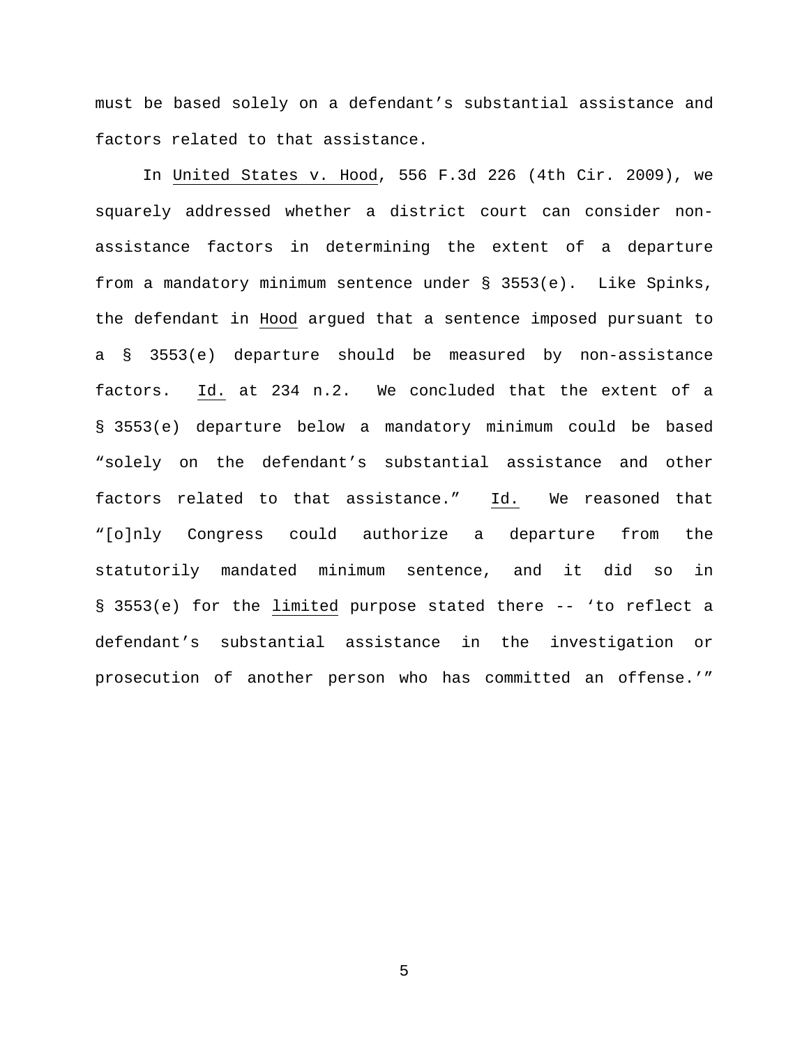must be based solely on a defendant's substantial assistance and factors related to that assistance.

In United States v. Hood, 556 F.3d 226 (4th Cir. 2009), we squarely addressed whether a district court can consider non-assistance factors in determining the extent of a departure from a mandatory minimum sentence under § 3553(e). Like Spinks, the defendant in Hood argued that a sentence imposed pursuant to a § 3553(e) departure should be measured by non-assistance factors. Id. at 234 n.2. We concluded that the extent of a § 3553(e) departure below a mandatory minimum could be based "solely on the defendant's substantial assistance and other factors related to that assistance." Id. We reasoned that "[o]nly Congress could authorize a departure from the statutorily mandated minimum sentence, and it did so in § 3553(e) for the limited purpose stated there -- 'to reflect a defendant's substantial assistance in the investigation or prosecution of another person who has committed an offense.'"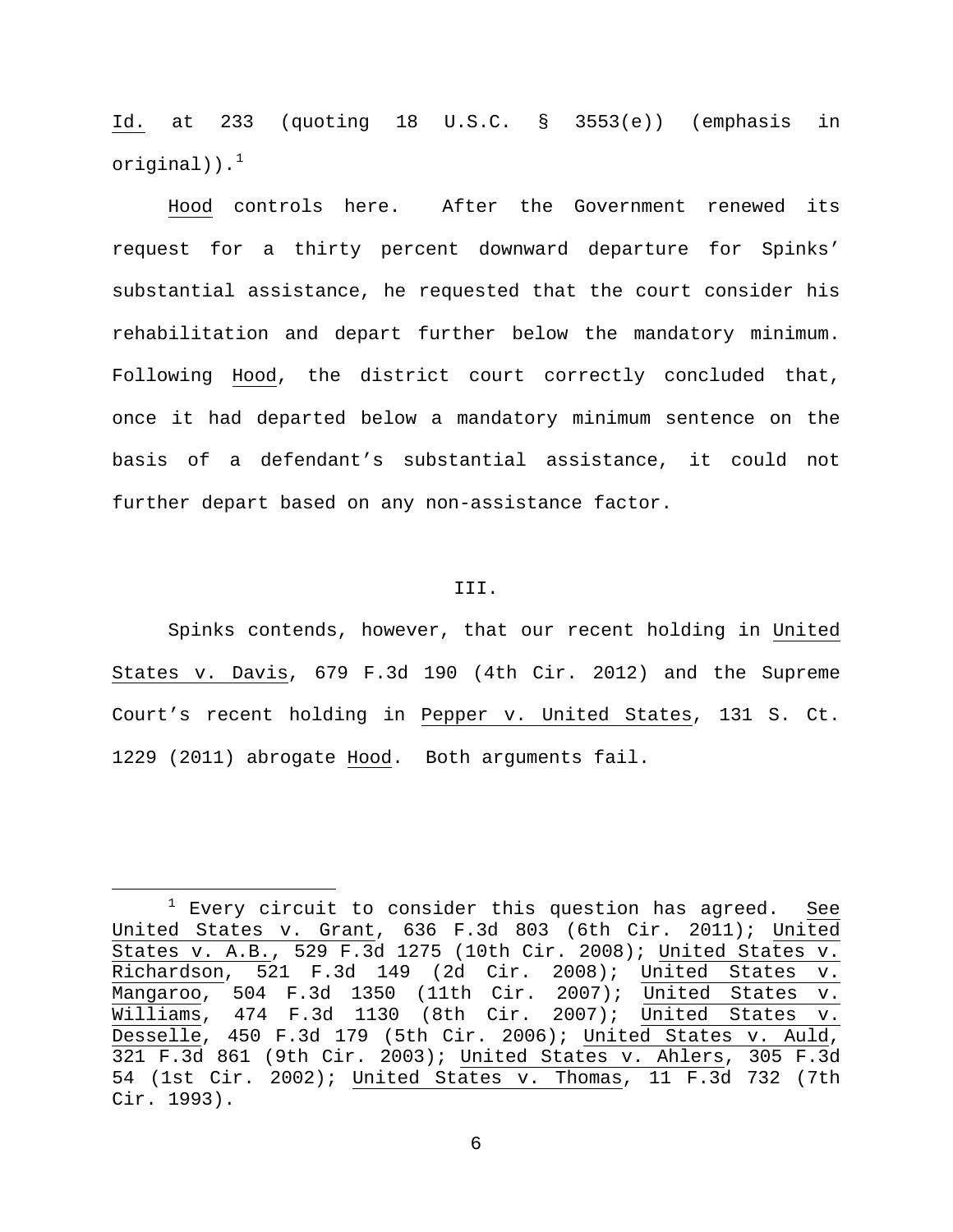Id. at 233 (quoting 18 U.S.C. § 3553(e)) (emphasis in original)).[1]

Hood controls here. After the Government renewed its request for a thirty percent downward departure for Spinks' substantial assistance, he requested that the court consider his rehabilitation and depart further below the mandatory minimum. Following Hood, the district court correctly concluded that, once it had departed below a mandatory minimum sentence on the basis of a defendant's substantial assistance, it could not further depart based on any non-assistance factor.

III.

Spinks contends, however, that our recent holding in United States v. Davis, 679 F.3d 190 (4th Cir. 2012) and the Supreme Court's recent holding in Pepper v. United States, 131 S. Ct. 1229 (2011) abrogate Hood. Both arguments fail.

---

[1] Every circuit to consider this question has agreed. See United States v. Grant, 636 F.3d 803 (6th Cir. 2011); United States v. A.B., 529 F.3d 1275 (10th Cir. 2008); United States v. Richardson, 521 F.3d 149 (2d Cir. 2008); United States v. Mangaroo, 504 F.3d 1350 (11th Cir. 2007); United States v. Williams, 474 F.3d 1130 (8th Cir. 2007); United States v. Desselle, 450 F.3d 179 (5th Cir. 2006); United States v. Auld, 321 F.3d 861 (9th Cir. 2003); United States v. Ahlers, 305 F.3d 54 (1st Cir. 2002); United States v. Thomas, 11 F.3d 732 (7th Cir. 1993).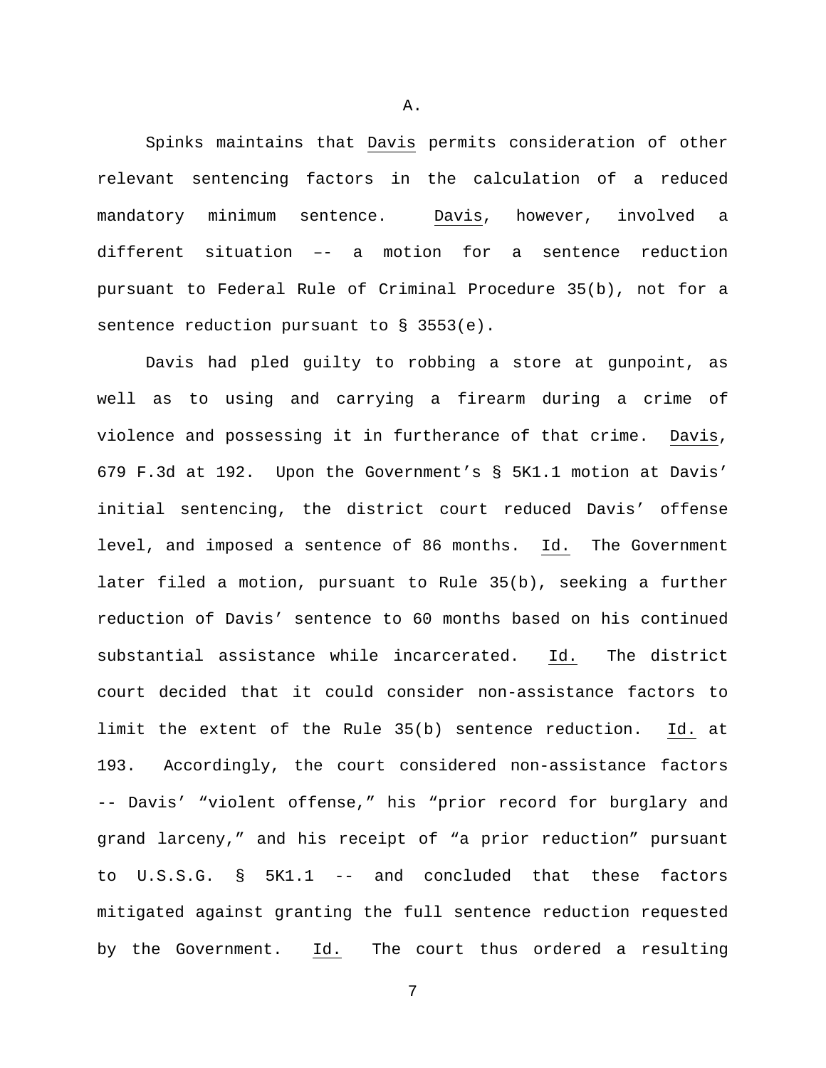A.

Spinks maintains that Davis permits consideration of other relevant sentencing factors in the calculation of a reduced mandatory minimum sentence. Davis, however, involved a different situation –- a motion for a sentence reduction pursuant to Federal Rule of Criminal Procedure 35(b), not for a sentence reduction pursuant to § 3553(e).

Davis had pled guilty to robbing a store at gunpoint, as well as to using and carrying a firearm during a crime of violence and possessing it in furtherance of that crime. Davis, 679 F.3d at 192. Upon the Government's § 5K1.1 motion at Davis' initial sentencing, the district court reduced Davis' offense level, and imposed a sentence of 86 months. Id. The Government later filed a motion, pursuant to Rule 35(b), seeking a further reduction of Davis' sentence to 60 months based on his continued substantial assistance while incarcerated. Id. The district court decided that it could consider non-assistance factors to limit the extent of the Rule 35(b) sentence reduction. Id. at 193. Accordingly, the court considered non-assistance factors -- Davis' "violent offense," his "prior record for burglary and grand larceny," and his receipt of "a prior reduction" pursuant to U.S.S.G. § 5K1.1 -- and concluded that these factors mitigated against granting the full sentence reduction requested by the Government. Id. The court thus ordered a resulting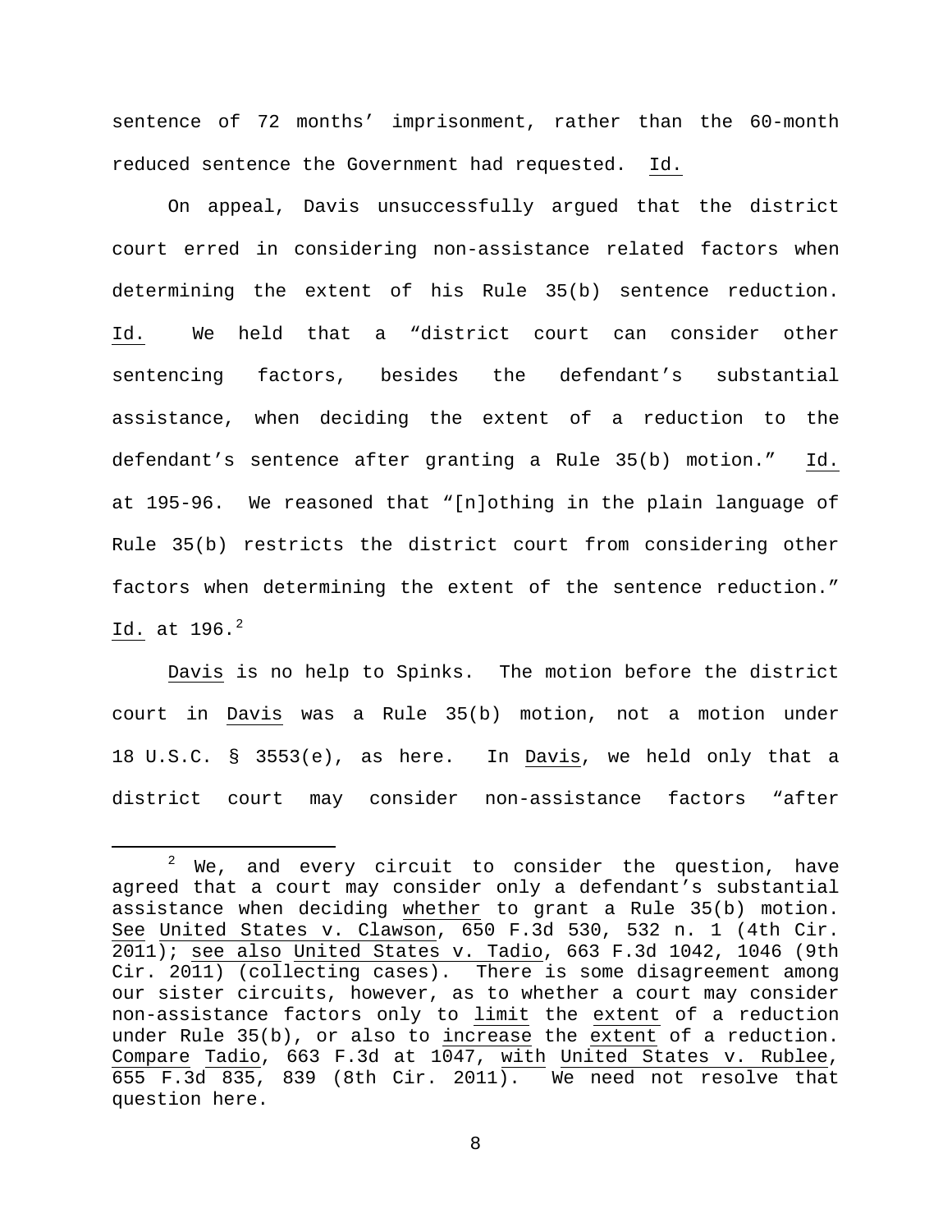sentence of 72 months' imprisonment, rather than the 60-month reduced sentence the Government had requested. Id.

On appeal, Davis unsuccessfully argued that the district court erred in considering non-assistance related factors when determining the extent of his Rule 35(b) sentence reduction. Id. We held that a "district court can consider other sentencing factors, besides the defendant's substantial assistance, when deciding the extent of a reduction to the defendant's sentence after granting a Rule 35(b) motion." Id. at 195-96. We reasoned that "[n]othing in the plain language of Rule 35(b) restricts the district court from considering other factors when determining the extent of the sentence reduction." Id. at 196.[2]

Davis is no help to Spinks. The motion before the district court in Davis was a Rule 35(b) motion, not a motion under 18 U.S.C. § 3553(e), as here. In Davis, we held only that a district court may consider non-assistance factors "after

[2] We, and every circuit to consider the question, have agreed that a court may consider only a defendant's substantial assistance when deciding whether to grant a Rule 35(b) motion. See United States v. Clawson, 650 F.3d 530, 532 n. 1 (4th Cir. 2011); see also United States v. Tadio, 663 F.3d 1042, 1046 (9th Cir. 2011) (collecting cases). There is some disagreement among our sister circuits, however, as to whether a court may consider non-assistance factors only to limit the extent of a reduction under Rule 35(b), or also to increase the extent of a reduction. Compare Tadio, 663 F.3d at 1047, with United States v. Rublee, 655 F.3d 835, 839 (8th Cir. 2011). We need not resolve that question here.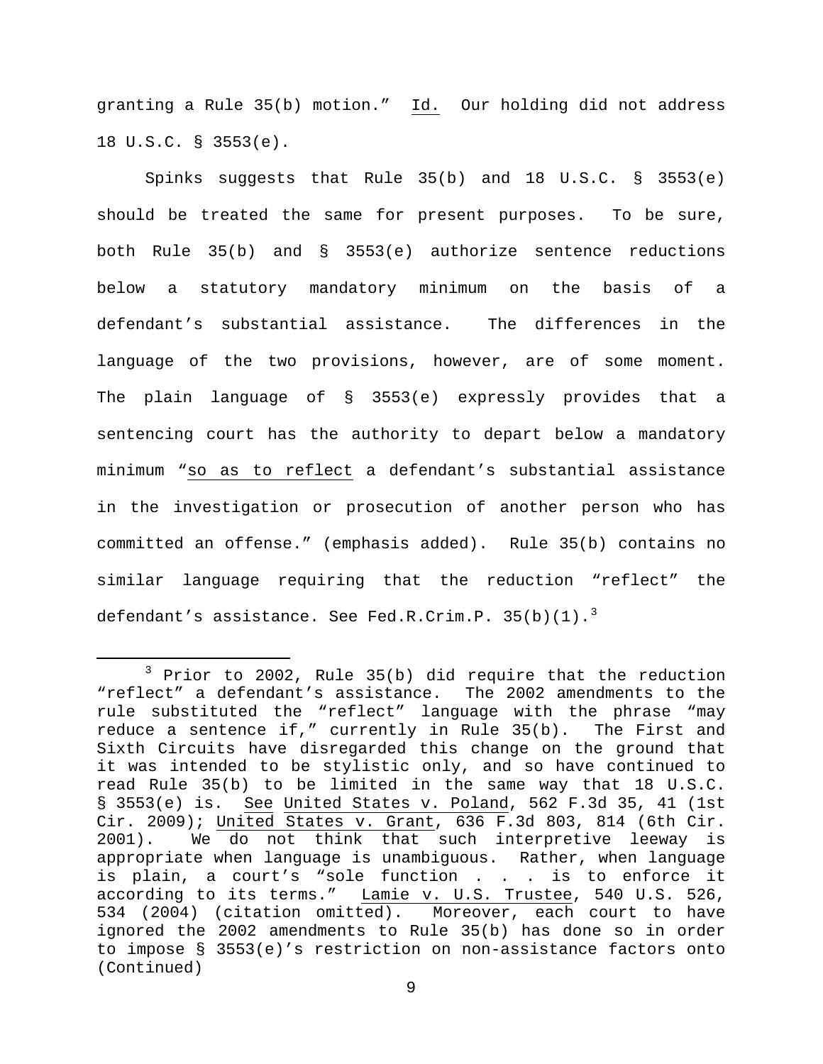granting a Rule 35(b) motion." Id. Our holding did not address 18 U.S.C. § 3553(e).

Spinks suggests that Rule 35(b) and 18 U.S.C. § 3553(e) should be treated the same for present purposes. To be sure, both Rule 35(b) and § 3553(e) authorize sentence reductions below a statutory mandatory minimum on the basis of a defendant's substantial assistance. The differences in the language of the two provisions, however, are of some moment. The plain language of § 3553(e) expressly provides that a sentencing court has the authority to depart below a mandatory minimum "so as to reflect a defendant's substantial assistance in the investigation or prosecution of another person who has committed an offense." (emphasis added). Rule 35(b) contains no similar language requiring that the reduction "reflect" the defendant's assistance. See Fed.R.Crim.P. 35(b)(1).[3]

---

[3] Prior to 2002, Rule 35(b) did require that the reduction "reflect" a defendant's assistance. The 2002 amendments to the rule substituted the "reflect" language with the phrase "may reduce a sentence if," currently in Rule 35(b). The First and Sixth Circuits have disregarded this change on the ground that it was intended to be stylistic only, and so have continued to read Rule 35(b) to be limited in the same way that 18 U.S.C. § 3553(e) is. See United States v. Poland, 562 F.3d 35, 41 (1st Cir. 2009); United States v. Grant, 636 F.3d 803, 814 (6th Cir. 2001). We do not think that such interpretive leeway is appropriate when language is unambiguous. Rather, when language is plain, a court's "sole function . . . is to enforce it according to its terms." Lamie v. U.S. Trustee, 540 U.S. 526, 534 (2004) (citation omitted). Moreover, each court to have ignored the 2002 amendments to Rule 35(b) has done so in order to impose § 3553(e)'s restriction on non-assistance factors onto (Continued)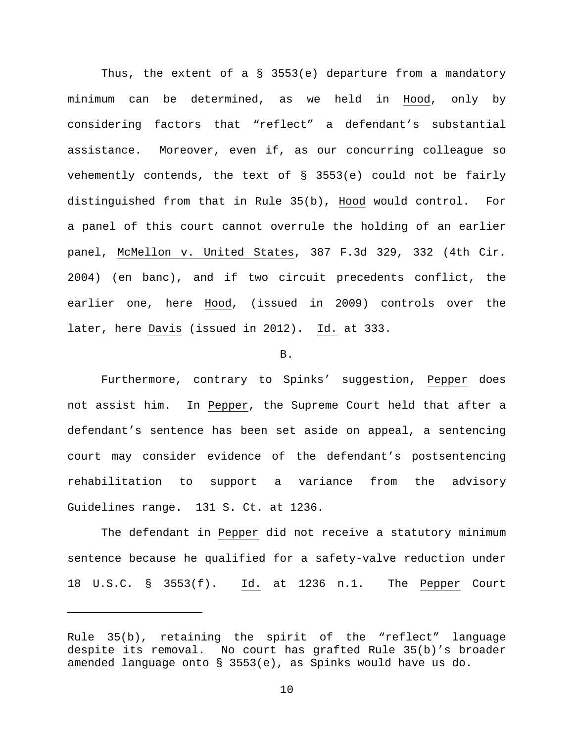Thus, the extent of a § 3553(e) departure from a mandatory minimum can be determined, as we held in Hood, only by considering factors that "reflect" a defendant's substantial assistance. Moreover, even if, as our concurring colleague so vehemently contends, the text of § 3553(e) could not be fairly distinguished from that in Rule 35(b), Hood would control. For a panel of this court cannot overrule the holding of an earlier panel, McMellon v. United States, 387 F.3d 329, 332 (4th Cir. 2004) (en banc), and if two circuit precedents conflict, the earlier one, here Hood, (issued in 2009) controls over the later, here Davis (issued in 2012). Id. at 333.

B.

Furthermore, contrary to Spinks' suggestion, Pepper does not assist him. In Pepper, the Supreme Court held that after a defendant's sentence has been set aside on appeal, a sentencing court may consider evidence of the defendant's postsentencing rehabilitation to support a variance from the advisory Guidelines range. 131 S. Ct. at 1236.

The defendant in Pepper did not receive a statutory minimum sentence because he qualified for a safety-valve reduction under 18 U.S.C. § 3553(f). Id. at 1236 n.1. The Pepper Court

---

Rule 35(b), retaining the spirit of the "reflect" language despite its removal. No court has grafted Rule 35(b)'s broader amended language onto § 3553(e), as Spinks would have us do.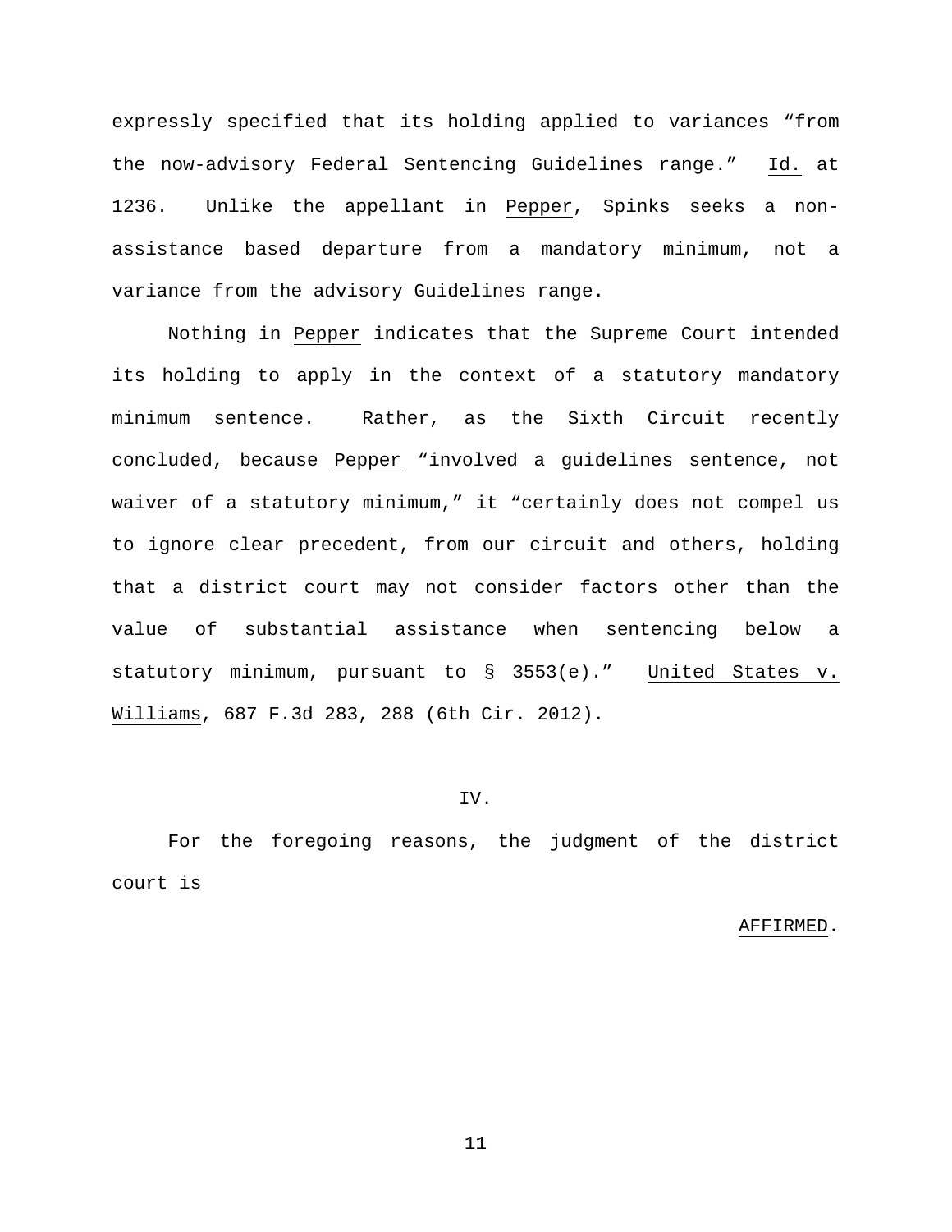expressly specified that its holding applied to variances "from the now-advisory Federal Sentencing Guidelines range." Id. at 1236. Unlike the appellant in Pepper, Spinks seeks a non-assistance based departure from a mandatory minimum, not a variance from the advisory Guidelines range.

Nothing in Pepper indicates that the Supreme Court intended its holding to apply in the context of a statutory mandatory minimum sentence. Rather, as the Sixth Circuit recently concluded, because Pepper "involved a guidelines sentence, not waiver of a statutory minimum," it "certainly does not compel us to ignore clear precedent, from our circuit and others, holding that a district court may not consider factors other than the value of substantial assistance when sentencing below a statutory minimum, pursuant to § 3553(e)." United States v. Williams, 687 F.3d 283, 288 (6th Cir. 2012).

## IV.

For the foregoing reasons, the judgment of the district court is

AFFIRMED.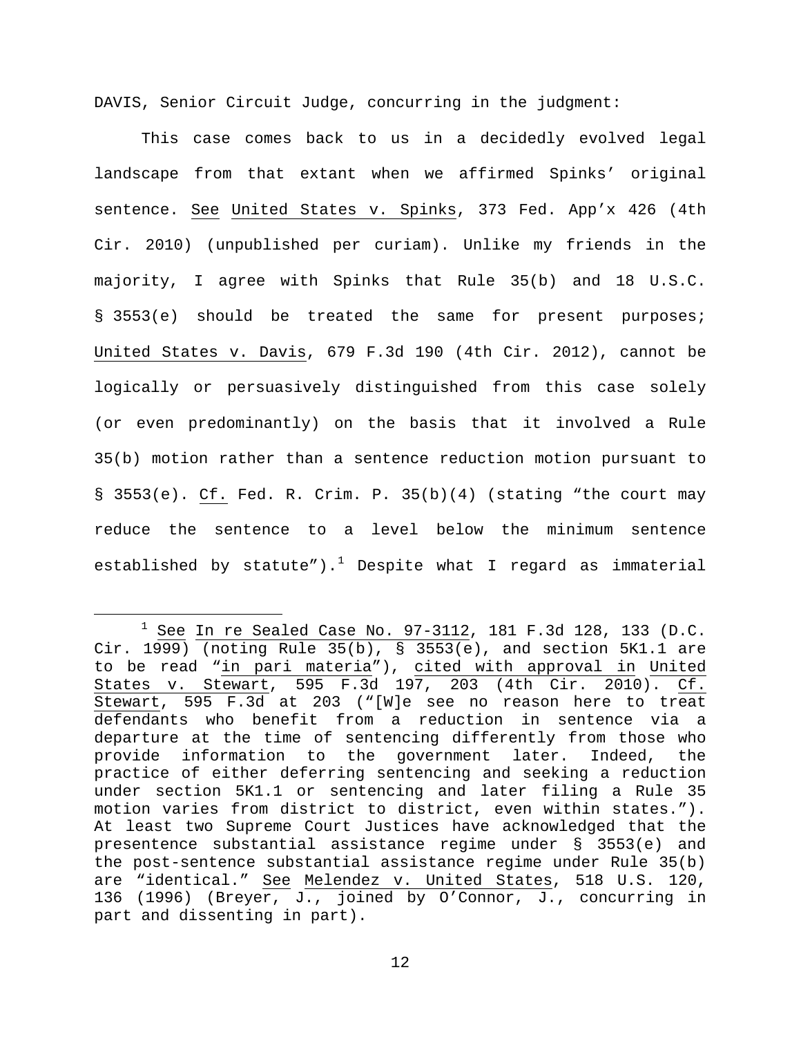DAVIS, Senior Circuit Judge, concurring in the judgment:

This case comes back to us in a decidedly evolved legal landscape from that extant when we affirmed Spinks' original sentence. See United States v. Spinks, 373 Fed. App'x 426 (4th Cir. 2010) (unpublished per curiam). Unlike my friends in the majority, I agree with Spinks that Rule 35(b) and 18 U.S.C. § 3553(e) should be treated the same for present purposes; United States v. Davis, 679 F.3d 190 (4th Cir. 2012), cannot be logically or persuasively distinguished from this case solely (or even predominantly) on the basis that it involved a Rule 35(b) motion rather than a sentence reduction motion pursuant to § 3553(e). Cf. Fed. R. Crim. P. 35(b)(4) (stating "the court may reduce the sentence to a level below the minimum sentence established by statute").[1] Despite what I regard as immaterial

[1] See In re Sealed Case No. 97-3112, 181 F.3d 128, 133 (D.C. Cir. 1999) (noting Rule 35(b), § 3553(e), and section 5K1.1 are to be read "in pari materia"), cited with approval in United States v. Stewart, 595 F.3d 197, 203 (4th Cir. 2010). Cf. Stewart, 595 F.3d at 203 ("[W]e see no reason here to treat defendants who benefit from a reduction in sentence via a departure at the time of sentencing differently from those who provide information to the government later. Indeed, the practice of either deferring sentencing and seeking a reduction under section 5K1.1 or sentencing and later filing a Rule 35 motion varies from district to district, even within states."). At least two Supreme Court Justices have acknowledged that the presentence substantial assistance regime under § 3553(e) and the post-sentence substantial assistance regime under Rule 35(b) are "identical." See Melendez v. United States, 518 U.S. 120, 136 (1996) (Breyer, J., joined by O'Connor, J., concurring in part and dissenting in part).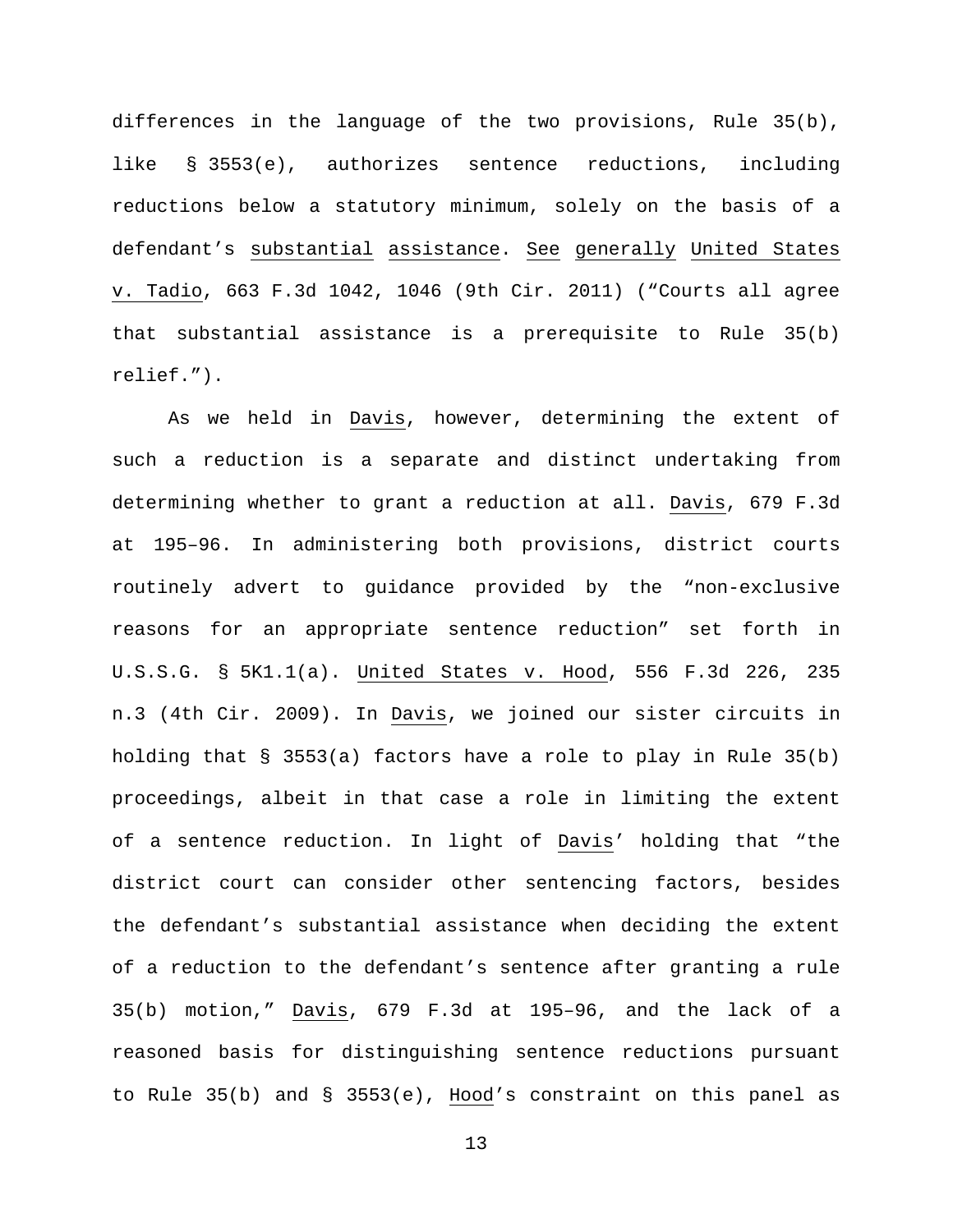differences in the language of the two provisions, Rule 35(b), like § 3553(e), authorizes sentence reductions, including reductions below a statutory minimum, solely on the basis of a defendant's substantial assistance. See generally United States v. Tadio, 663 F.3d 1042, 1046 (9th Cir. 2011) ("Courts all agree that substantial assistance is a prerequisite to Rule 35(b) relief.").

As we held in Davis, however, determining the extent of such a reduction is a separate and distinct undertaking from determining whether to grant a reduction at all. Davis, 679 F.3d at 195–96. In administering both provisions, district courts routinely advert to guidance provided by the "non-exclusive reasons for an appropriate sentence reduction" set forth in U.S.S.G. § 5K1.1(a). United States v. Hood, 556 F.3d 226, 235 n.3 (4th Cir. 2009). In Davis, we joined our sister circuits in holding that § 3553(a) factors have a role to play in Rule 35(b) proceedings, albeit in that case a role in limiting the extent of a sentence reduction. In light of Davis' holding that "the district court can consider other sentencing factors, besides the defendant's substantial assistance when deciding the extent of a reduction to the defendant's sentence after granting a rule 35(b) motion," Davis, 679 F.3d at 195–96, and the lack of a reasoned basis for distinguishing sentence reductions pursuant to Rule 35(b) and § 3553(e), Hood's constraint on this panel as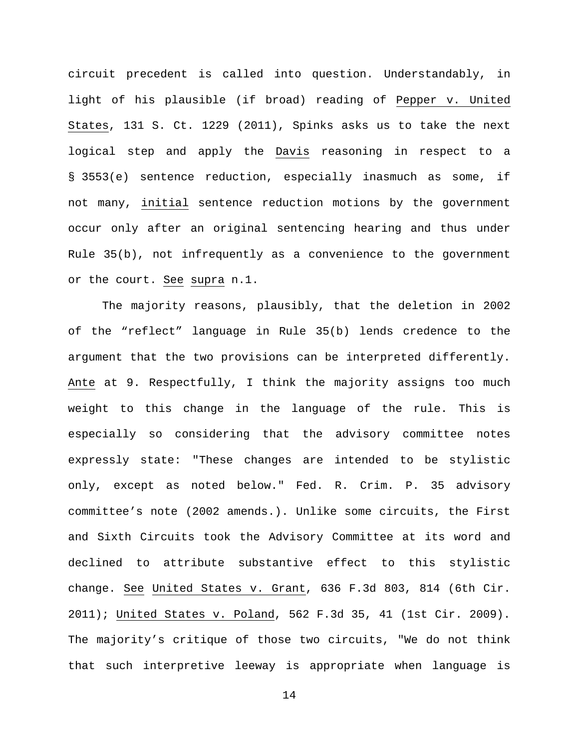circuit precedent is called into question. Understandably, in light of his plausible (if broad) reading of Pepper v. United States, 131 S. Ct. 1229 (2011), Spinks asks us to take the next logical step and apply the Davis reasoning in respect to a § 3553(e) sentence reduction, especially inasmuch as some, if not many, initial sentence reduction motions by the government occur only after an original sentencing hearing and thus under Rule 35(b), not infrequently as a convenience to the government or the court. See supra n.1.

The majority reasons, plausibly, that the deletion in 2002 of the "reflect" language in Rule 35(b) lends credence to the argument that the two provisions can be interpreted differently. Ante at 9. Respectfully, I think the majority assigns too much weight to this change in the language of the rule. This is especially so considering that the advisory committee notes expressly state: "These changes are intended to be stylistic only, except as noted below." Fed. R. Crim. P. 35 advisory committee's note (2002 amends.). Unlike some circuits, the First and Sixth Circuits took the Advisory Committee at its word and declined to attribute substantive effect to this stylistic change. See United States v. Grant, 636 F.3d 803, 814 (6th Cir. 2011); United States v. Poland, 562 F.3d 35, 41 (1st Cir. 2009). The majority's critique of those two circuits, "We do not think that such interpretive leeway is appropriate when language is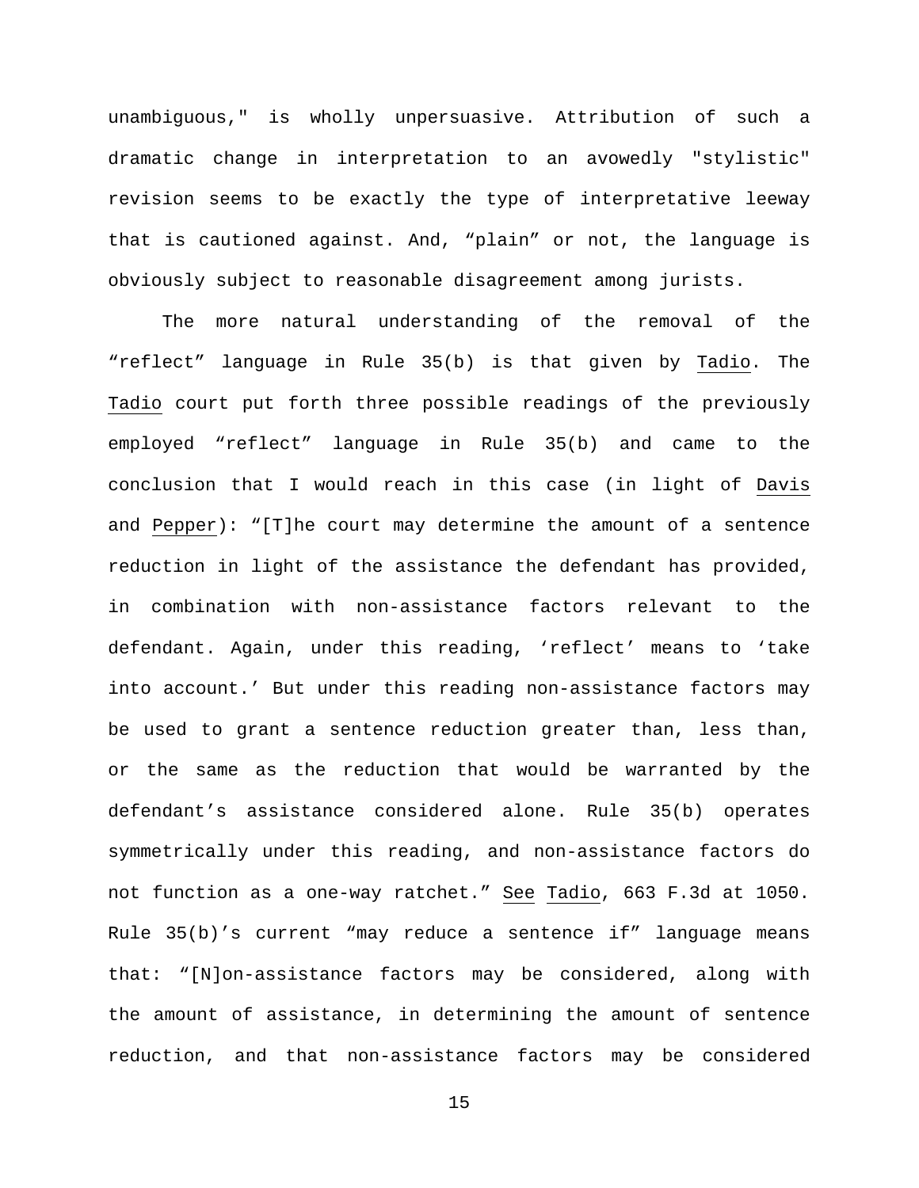unambiguous," is wholly unpersuasive. Attribution of such a dramatic change in interpretation to an avowedly "stylistic" revision seems to be exactly the type of interpretative leeway that is cautioned against. And, "plain" or not, the language is obviously subject to reasonable disagreement among jurists.

The more natural understanding of the removal of the "reflect" language in Rule 35(b) is that given by Tadio. The Tadio court put forth three possible readings of the previously employed "reflect" language in Rule 35(b) and came to the conclusion that I would reach in this case (in light of Davis and Pepper): "[T]he court may determine the amount of a sentence reduction in light of the assistance the defendant has provided, in combination with non-assistance factors relevant to the defendant. Again, under this reading, 'reflect' means to 'take into account.' But under this reading non-assistance factors may be used to grant a sentence reduction greater than, less than, or the same as the reduction that would be warranted by the defendant's assistance considered alone. Rule 35(b) operates symmetrically under this reading, and non-assistance factors do not function as a one-way ratchet." See Tadio, 663 F.3d at 1050. Rule 35(b)'s current "may reduce a sentence if" language means that: "[N]on-assistance factors may be considered, along with the amount of assistance, in determining the amount of sentence reduction, and that non-assistance factors may be considered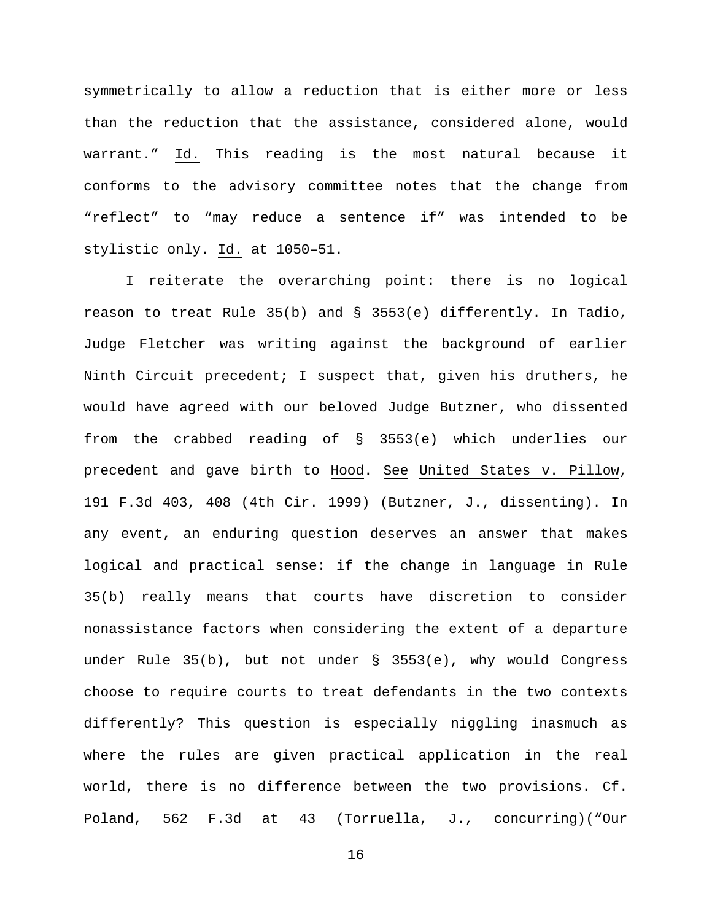symmetrically to allow a reduction that is either more or less than the reduction that the assistance, considered alone, would warrant." Id. This reading is the most natural because it conforms to the advisory committee notes that the change from "reflect" to "may reduce a sentence if" was intended to be stylistic only. Id. at 1050–51.

I reiterate the overarching point: there is no logical reason to treat Rule 35(b) and § 3553(e) differently. In Tadio, Judge Fletcher was writing against the background of earlier Ninth Circuit precedent; I suspect that, given his druthers, he would have agreed with our beloved Judge Butzner, who dissented from the crabbed reading of § 3553(e) which underlies our precedent and gave birth to Hood. See United States v. Pillow, 191 F.3d 403, 408 (4th Cir. 1999) (Butzner, J., dissenting). In any event, an enduring question deserves an answer that makes logical and practical sense: if the change in language in Rule 35(b) really means that courts have discretion to consider nonassistance factors when considering the extent of a departure under Rule 35(b), but not under § 3553(e), why would Congress choose to require courts to treat defendants in the two contexts differently? This question is especially niggling inasmuch as where the rules are given practical application in the real world, there is no difference between the two provisions. Cf. Poland, 562 F.3d at 43 (Torruella, J., concurring)("Our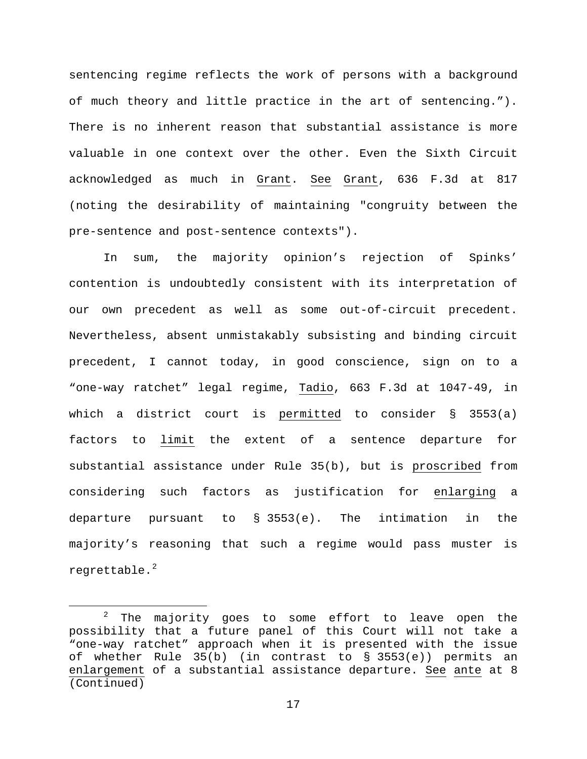sentencing regime reflects the work of persons with a background of much theory and little practice in the art of sentencing.”). There is no inherent reason that substantial assistance is more valuable in one context over the other. Even the Sixth Circuit acknowledged as much in Grant. See Grant, 636 F.3d at 817 (noting the desirability of maintaining "congruity between the pre-sentence and post-sentence contexts").

In sum, the majority opinion’s rejection of Spinks’ contention is undoubtedly consistent with its interpretation of our own precedent as well as some out-of-circuit precedent. Nevertheless, absent unmistakably subsisting and binding circuit precedent, I cannot today, in good conscience, sign on to a “one-way ratchet” legal regime, Tadio, 663 F.3d at 1047-49, in which a district court is permitted to consider § 3553(a) factors to limit the extent of a sentence departure for substantial assistance under Rule 35(b), but is proscribed from considering such factors as justification for enlarging a departure pursuant to § 3553(e). The intimation in the majority’s reasoning that such a regime would pass muster is regrettable.[2]

---

[2] The majority goes to some effort to leave open the possibility that a future panel of this Court will not take a “one-way ratchet” approach when it is presented with the issue of whether Rule 35(b) (in contrast to § 3553(e)) permits an enlargement of a substantial assistance departure. See ante at 8 (Continued)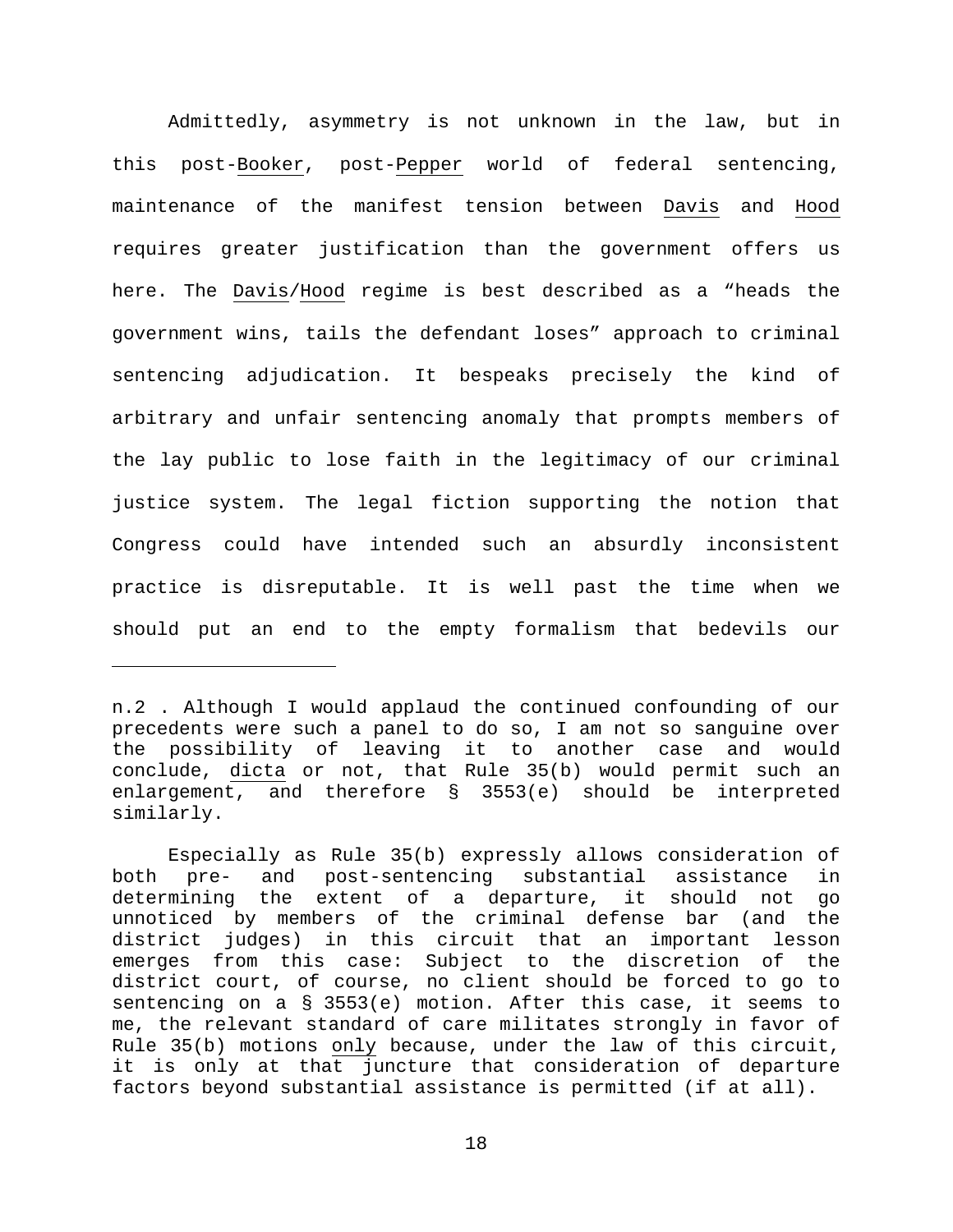Admittedly, asymmetry is not unknown in the law, but in this post-Booker, post-Pepper world of federal sentencing, maintenance of the manifest tension between Davis and Hood requires greater justification than the government offers us here. The Davis/Hood regime is best described as a "heads the government wins, tails the defendant loses" approach to criminal sentencing adjudication. It bespeaks precisely the kind of arbitrary and unfair sentencing anomaly that prompts members of the lay public to lose faith in the legitimacy of our criminal justice system. The legal fiction supporting the notion that Congress could have intended such an absurdly inconsistent practice is disreputable. It is well past the time when we should put an end to the empty formalism that bedevils our

---

n.2 . Although I would applaud the continued confounding of our precedents were such a panel to do so, I am not so sanguine over the possibility of leaving it to another case and would conclude, dicta or not, that Rule 35(b) would permit such an enlargement, and therefore § 3553(e) should be interpreted similarly.

Especially as Rule 35(b) expressly allows consideration of both pre- and post-sentencing substantial assistance in determining the extent of a departure, it should not go unnoticed by members of the criminal defense bar (and the district judges) in this circuit that an important lesson emerges from this case: Subject to the discretion of the district court, of course, no client should be forced to go to sentencing on a § 3553(e) motion. After this case, it seems to me, the relevant standard of care militates strongly in favor of Rule 35(b) motions only because, under the law of this circuit, it is only at that juncture that consideration of departure factors beyond substantial assistance is permitted (if at all).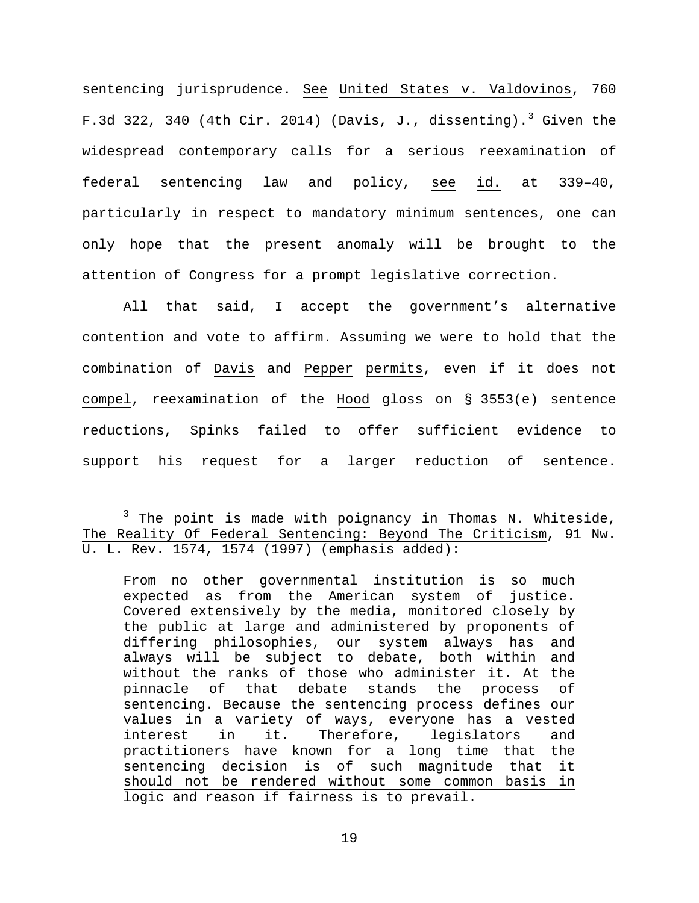sentencing jurisprudence. See United States v. Valdovinos, 760 F.3d 322, 340 (4th Cir. 2014) (Davis, J., dissenting).[3] Given the widespread contemporary calls for a serious reexamination of federal sentencing law and policy, see id. at 339–40, particularly in respect to mandatory minimum sentences, one can only hope that the present anomaly will be brought to the attention of Congress for a prompt legislative correction.

All that said, I accept the government's alternative contention and vote to affirm. Assuming we were to hold that the combination of Davis and Pepper permits, even if it does not compel, reexamination of the Hood gloss on § 3553(e) sentence reductions, Spinks failed to offer sufficient evidence to support his request for a larger reduction of sentence.

---

[3] The point is made with poignancy in Thomas N. Whiteside, The Reality Of Federal Sentencing: Beyond The Criticism, 91 Nw. U. L. Rev. 1574, 1574 (1997) (emphasis added):

> From no other governmental institution is so much expected as from the American system of justice. Covered extensively by the media, monitored closely by the public at large and administered by proponents of differing philosophies, our system always has and always will be subject to debate, both within and without the ranks of those who administer it. At the pinnacle of that debate stands the process of sentencing. Because the sentencing process defines our values in a variety of ways, everyone has a vested interest in it. Therefore, legislators and practitioners have known for a long time that the sentencing decision is of such magnitude that it should not be rendered without some common basis in logic and reason if fairness is to prevail.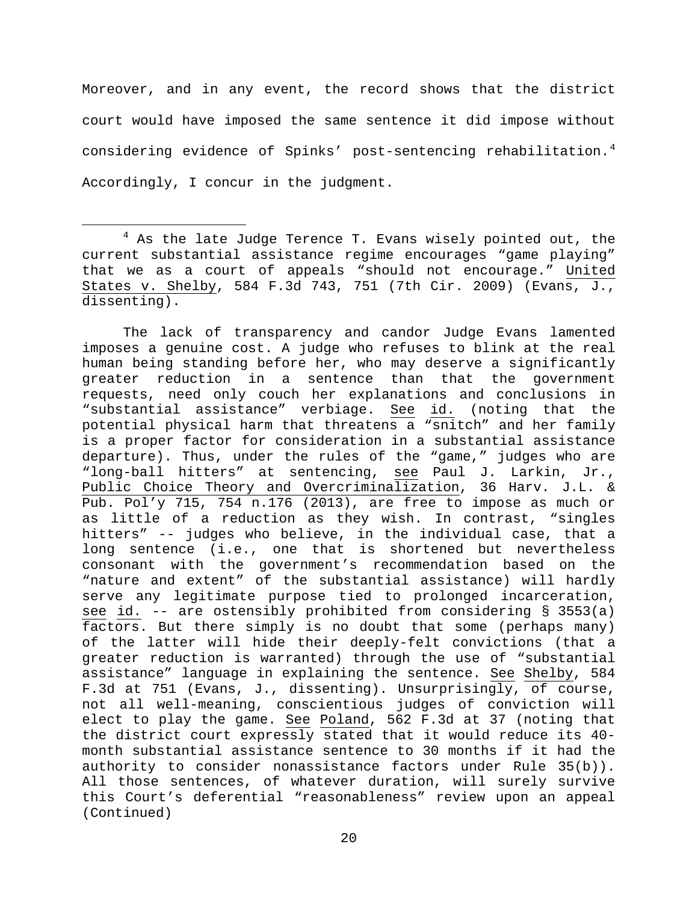Moreover, and in any event, the record shows that the district court would have imposed the same sentence it did impose without considering evidence of Spinks' post-sentencing rehabilitation.[4] Accordingly, I concur in the judgment.

[4] As the late Judge Terence T. Evans wisely pointed out, the current substantial assistance regime encourages "game playing" that we as a court of appeals "should not encourage." United States v. Shelby, 584 F.3d 743, 751 (7th Cir. 2009) (Evans, J., dissenting).

The lack of transparency and candor Judge Evans lamented imposes a genuine cost. A judge who refuses to blink at the real human being standing before her, who may deserve a significantly greater reduction in a sentence than that the government requests, need only couch her explanations and conclusions in "substantial assistance" verbiage. See id. (noting that the potential physical harm that threatens a "snitch" and her family is a proper factor for consideration in a substantial assistance departure). Thus, under the rules of the "game," judges who are "long-ball hitters" at sentencing, see Paul J. Larkin, Jr., Public Choice Theory and Overcriminalization, 36 Harv. J.L. & Pub. Pol'y 715, 754 n.176 (2013), are free to impose as much or as little of a reduction as they wish. In contrast, "singles hitters" -- judges who believe, in the individual case, that a long sentence (i.e., one that is shortened but nevertheless consonant with the government's recommendation based on the "nature and extent" of the substantial assistance) will hardly serve any legitimate purpose tied to prolonged incarceration, see id. -- are ostensibly prohibited from considering § 3553(a) factors. But there simply is no doubt that some (perhaps many) of the latter will hide their deeply-felt convictions (that a greater reduction is warranted) through the use of "substantial assistance" language in explaining the sentence. See Shelby, 584 F.3d at 751 (Evans, J., dissenting). Unsurprisingly, of course, not all well-meaning, conscientious judges of conviction will elect to play the game. See Poland, 562 F.3d at 37 (noting that the district court expressly stated that it would reduce its 40-month substantial assistance sentence to 30 months if it had the authority to consider nonassistance factors under Rule 35(b)). All those sentences, of whatever duration, will surely survive this Court's deferential "reasonableness" review upon an appeal (Continued)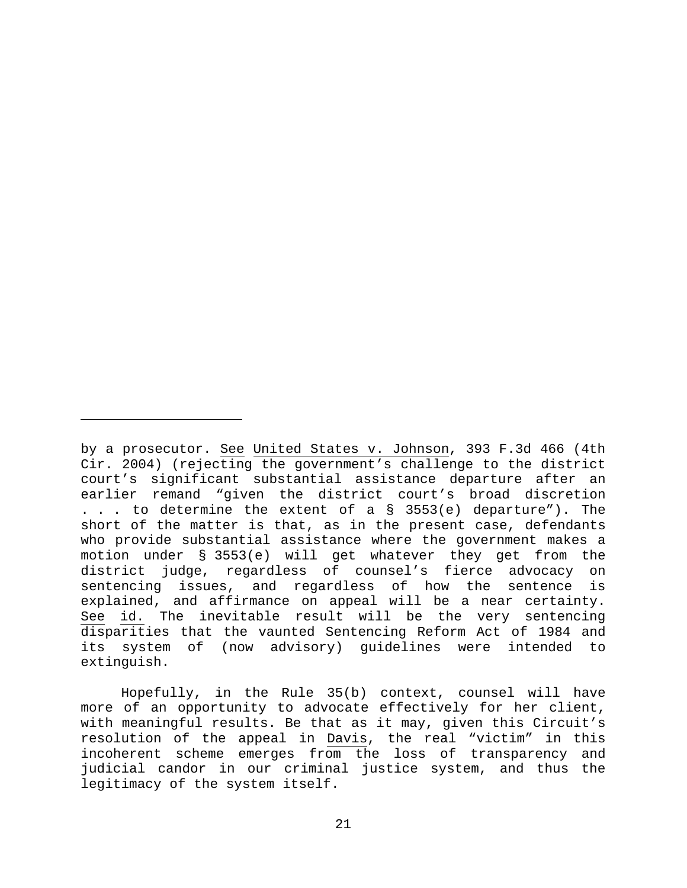by a prosecutor. See United States v. Johnson, 393 F.3d 466 (4th Cir. 2004) (rejecting the government's challenge to the district court's significant substantial assistance departure after an earlier remand "given the district court's broad discretion . . . to determine the extent of a § 3553(e) departure"). The short of the matter is that, as in the present case, defendants who provide substantial assistance where the government makes a motion under § 3553(e) will get whatever they get from the district judge, regardless of counsel's fierce advocacy on sentencing issues, and regardless of how the sentence is explained, and affirmance on appeal will be a near certainty. See id. The inevitable result will be the very sentencing disparities that the vaunted Sentencing Reform Act of 1984 and its system of (now advisory) guidelines were intended to extinguish.

Hopefully, in the Rule 35(b) context, counsel will have more of an opportunity to advocate effectively for her client, with meaningful results. Be that as it may, given this Circuit's resolution of the appeal in Davis, the real "victim" in this incoherent scheme emerges from the loss of transparency and judicial candor in our criminal justice system, and thus the legitimacy of the system itself.